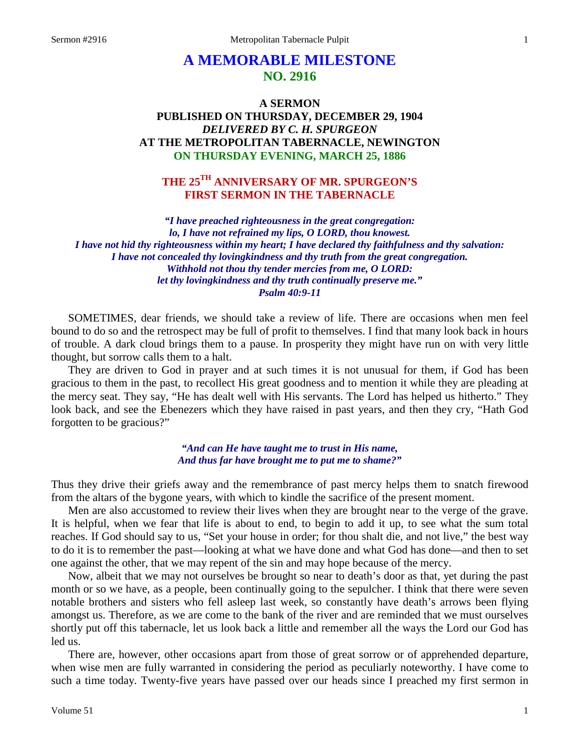# A MEMORABLE MILESTONE
## NO. 2916

### A SERMON
### PUBLISHED ON THURSDAY, DECEMBER 29, 1904
### *DELIVERED BY C. H. SPURGEON*
### AT THE METROPOLITAN TABERNACLE, NEWINGTON
### ON THURSDAY EVENING, MARCH 25, 1886

### THE 25TH ANNIVERSARY OF MR. SPURGEON'S FIRST SERMON IN THE TABERNACLE

*"I have preached righteousness in the great congregation:*
*lo, I have not refrained my lips, O LORD, thou knowest.*
*I have not hid thy righteousness within my heart; I have declared thy faithfulness and thy salvation:*
*I have not concealed thy lovingkindness and thy truth from the great congregation.*
*Withhold not thou thy tender mercies from me, O LORD:*
*let thy lovingkindness and thy truth continually preserve me."*
*Psalm 40:9-11*

SOMETIMES, dear friends, we should take a review of life. There are occasions when men feel bound to do so and the retrospect may be full of profit to themselves. I find that many look back in hours of trouble. A dark cloud brings them to a pause. In prosperity they might have run on with very little thought, but sorrow calls them to a halt.

They are driven to God in prayer and at such times it is not unusual for them, if God has been gracious to them in the past, to recollect His great goodness and to mention it while they are pleading at the mercy seat. They say, "He has dealt well with His servants. The Lord has helped us hitherto." They look back, and see the Ebenezers which they have raised in past years, and then they cry, "Hath God forgotten to be gracious?"

*"And can He have taught me to trust in His name,*
*And thus far have brought me to put me to shame?"*

Thus they drive their griefs away and the remembrance of past mercy helps them to snatch firewood from the altars of the bygone years, with which to kindle the sacrifice of the present moment.

Men are also accustomed to review their lives when they are brought near to the verge of the grave. It is helpful, when we fear that life is about to end, to begin to add it up, to see what the sum total reaches. If God should say to us, "Set your house in order; for thou shalt die, and not live," the best way to do it is to remember the past—looking at what we have done and what God has done—and then to set one against the other, that we may repent of the sin and may hope because of the mercy.

Now, albeit that we may not ourselves be brought so near to death's door as that, yet during the past month or so we have, as a people, been continually going to the sepulcher. I think that there were seven notable brothers and sisters who fell asleep last week, so constantly have death's arrows been flying amongst us. Therefore, as we are come to the bank of the river and are reminded that we must ourselves shortly put off this tabernacle, let us look back a little and remember all the ways the Lord our God has led us.

There are, however, other occasions apart from those of great sorrow or of apprehended departure, when wise men are fully warranted in considering the period as peculiarly noteworthy. I have come to such a time today. Twenty-five years have passed over our heads since I preached my first sermon in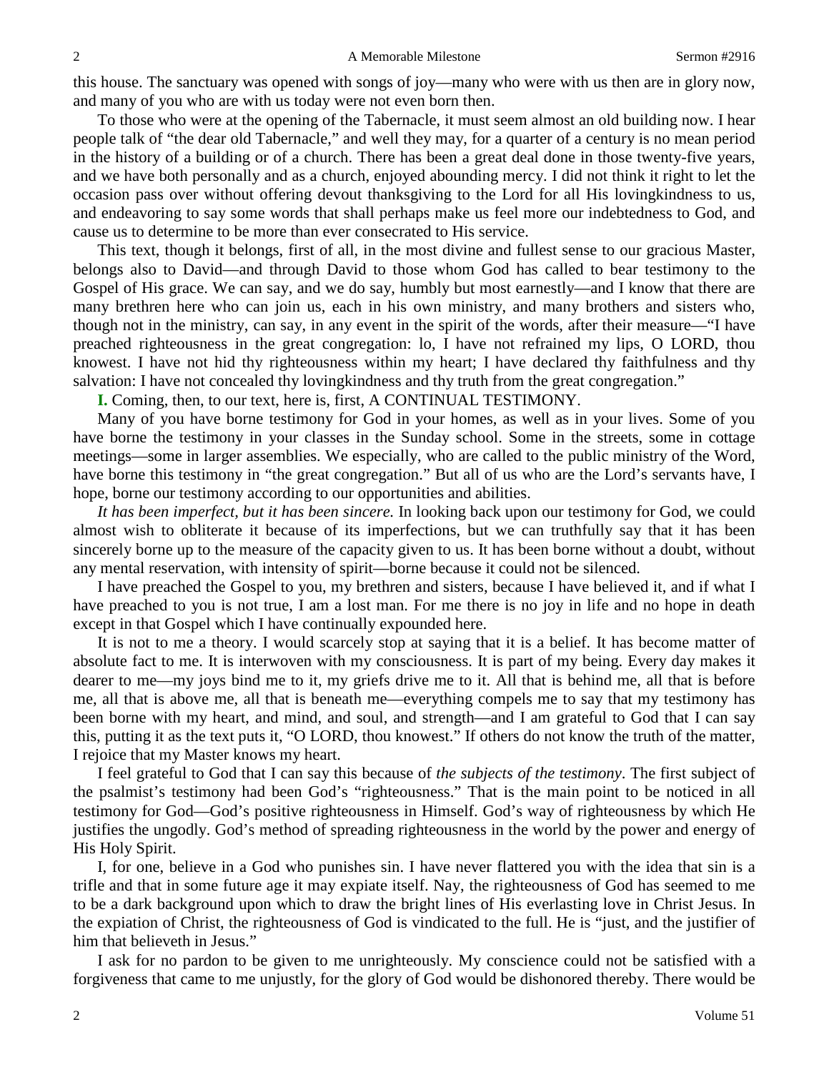this house. The sanctuary was opened with songs of joy—many who were with us then are in glory now, and many of you who are with us today were not even born then.

To those who were at the opening of the Tabernacle, it must seem almost an old building now. I hear people talk of "the dear old Tabernacle," and well they may, for a quarter of a century is no mean period in the history of a building or of a church. There has been a great deal done in those twenty-five years, and we have both personally and as a church, enjoyed abounding mercy. I did not think it right to let the occasion pass over without offering devout thanksgiving to the Lord for all His lovingkindness to us, and endeavoring to say some words that shall perhaps make us feel more our indebtedness to God, and cause us to determine to be more than ever consecrated to His service.

This text, though it belongs, first of all, in the most divine and fullest sense to our gracious Master, belongs also to David—and through David to those whom God has called to bear testimony to the Gospel of His grace. We can say, and we do say, humbly but most earnestly—and I know that there are many brethren here who can join us, each in his own ministry, and many brothers and sisters who, though not in the ministry, can say, in any event in the spirit of the words, after their measure—"I have preached righteousness in the great congregation: lo, I have not refrained my lips, O LORD, thou knowest. I have not hid thy righteousness within my heart; I have declared thy faithfulness and thy salvation: I have not concealed thy lovingkindness and thy truth from the great congregation."

**I.** Coming, then, to our text, here is, first, A CONTINUAL TESTIMONY.

Many of you have borne testimony for God in your homes, as well as in your lives. Some of you have borne the testimony in your classes in the Sunday school. Some in the streets, some in cottage meetings—some in larger assemblies. We especially, who are called to the public ministry of the Word, have borne this testimony in "the great congregation." But all of us who are the Lord's servants have, I hope, borne our testimony according to our opportunities and abilities.

*It has been imperfect, but it has been sincere.* In looking back upon our testimony for God, we could almost wish to obliterate it because of its imperfections, but we can truthfully say that it has been sincerely borne up to the measure of the capacity given to us. It has been borne without a doubt, without any mental reservation, with intensity of spirit—borne because it could not be silenced.

I have preached the Gospel to you, my brethren and sisters, because I have believed it, and if what I have preached to you is not true, I am a lost man. For me there is no joy in life and no hope in death except in that Gospel which I have continually expounded here.

It is not to me a theory. I would scarcely stop at saying that it is a belief. It has become matter of absolute fact to me. It is interwoven with my consciousness. It is part of my being. Every day makes it dearer to me—my joys bind me to it, my griefs drive me to it. All that is behind me, all that is before me, all that is above me, all that is beneath me—everything compels me to say that my testimony has been borne with my heart, and mind, and soul, and strength—and I am grateful to God that I can say this, putting it as the text puts it, "O LORD, thou knowest." If others do not know the truth of the matter, I rejoice that my Master knows my heart.

I feel grateful to God that I can say this because of *the subjects of the testimony*. The first subject of the psalmist's testimony had been God's "righteousness." That is the main point to be noticed in all testimony for God—God's positive righteousness in Himself. God's way of righteousness by which He justifies the ungodly. God's method of spreading righteousness in the world by the power and energy of His Holy Spirit.

I, for one, believe in a God who punishes sin. I have never flattered you with the idea that sin is a trifle and that in some future age it may expiate itself. Nay, the righteousness of God has seemed to me to be a dark background upon which to draw the bright lines of His everlasting love in Christ Jesus. In the expiation of Christ, the righteousness of God is vindicated to the full. He is "just, and the justifier of him that believeth in Jesus."

I ask for no pardon to be given to me unrighteously. My conscience could not be satisfied with a forgiveness that came to me unjustly, for the glory of God would be dishonored thereby. There would be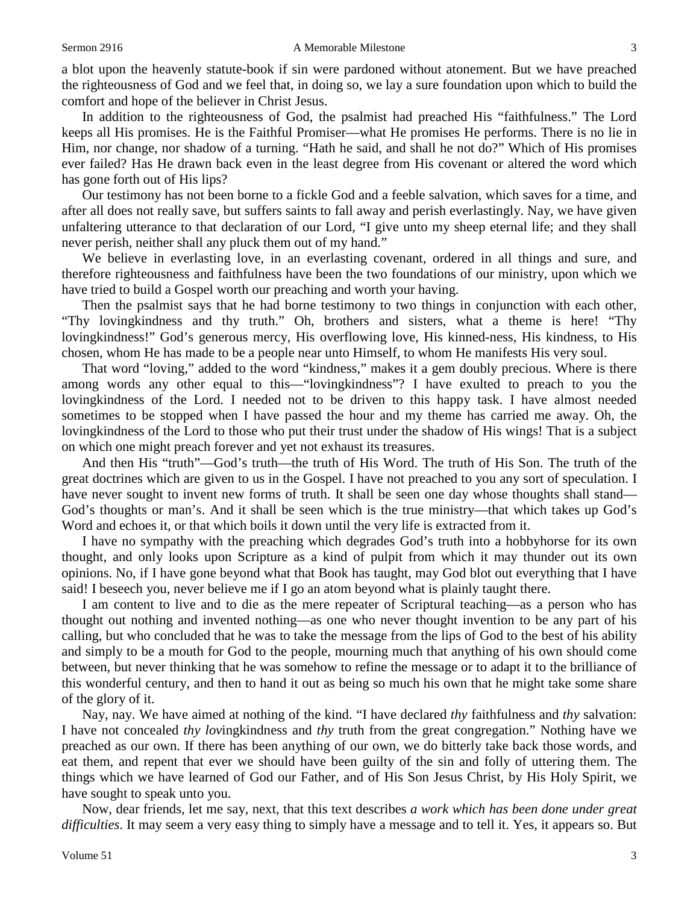a blot upon the heavenly statute-book if sin were pardoned without atonement. But we have preached the righteousness of God and we feel that, in doing so, we lay a sure foundation upon which to build the comfort and hope of the believer in Christ Jesus.

In addition to the righteousness of God, the psalmist had preached His "faithfulness." The Lord keeps all His promises. He is the Faithful Promiser—what He promises He performs. There is no lie in Him, nor change, nor shadow of a turning. "Hath he said, and shall he not do?" Which of His promises ever failed? Has He drawn back even in the least degree from His covenant or altered the word which has gone forth out of His lips?

Our testimony has not been borne to a fickle God and a feeble salvation, which saves for a time, and after all does not really save, but suffers saints to fall away and perish everlastingly. Nay, we have given unfaltering utterance to that declaration of our Lord, "I give unto my sheep eternal life; and they shall never perish, neither shall any pluck them out of my hand."

We believe in everlasting love, in an everlasting covenant, ordered in all things and sure, and therefore righteousness and faithfulness have been the two foundations of our ministry, upon which we have tried to build a Gospel worth our preaching and worth your having.

Then the psalmist says that he had borne testimony to two things in conjunction with each other, "Thy lovingkindness and thy truth." Oh, brothers and sisters, what a theme is here! "Thy lovingkindness!" God's generous mercy, His overflowing love, His kinned-ness, His kindness, to His chosen, whom He has made to be a people near unto Himself, to whom He manifests His very soul.

That word "loving," added to the word "kindness," makes it a gem doubly precious. Where is there among words any other equal to this—"lovingkindness"? I have exulted to preach to you the lovingkindness of the Lord. I needed not to be driven to this happy task. I have almost needed sometimes to be stopped when I have passed the hour and my theme has carried me away. Oh, the lovingkindness of the Lord to those who put their trust under the shadow of His wings! That is a subject on which one might preach forever and yet not exhaust its treasures.

And then His "truth"—God's truth—the truth of His Word. The truth of His Son. The truth of the great doctrines which are given to us in the Gospel. I have not preached to you any sort of speculation. I have never sought to invent new forms of truth. It shall be seen one day whose thoughts shall stand—God's thoughts or man's. And it shall be seen which is the true ministry—that which takes up God's Word and echoes it, or that which boils it down until the very life is extracted from it.

I have no sympathy with the preaching which degrades God's truth into a hobbyhorse for its own thought, and only looks upon Scripture as a kind of pulpit from which it may thunder out its own opinions. No, if I have gone beyond what that Book has taught, may God blot out everything that I have said! I beseech you, never believe me if I go an atom beyond what is plainly taught there.

I am content to live and to die as the mere repeater of Scriptural teaching—as a person who has thought out nothing and invented nothing—as one who never thought invention to be any part of his calling, but who concluded that he was to take the message from the lips of God to the best of his ability and simply to be a mouth for God to the people, mourning much that anything of his own should come between, but never thinking that he was somehow to refine the message or to adapt it to the brilliance of this wonderful century, and then to hand it out as being so much his own that he might take some share of the glory of it.

Nay, nay. We have aimed at nothing of the kind. "I have declared *thy* faithfulness and *thy* salvation: I have not concealed *thy lov*ingkindness and *thy* truth from the great congregation." Nothing have we preached as our own. If there has been anything of our own, we do bitterly take back those words, and eat them, and repent that ever we should have been guilty of the sin and folly of uttering them. The things which we have learned of God our Father, and of His Son Jesus Christ, by His Holy Spirit, we have sought to speak unto you.

Now, dear friends, let me say, next, that this text describes *a work which has been done under great difficulties*. It may seem a very easy thing to simply have a message and to tell it. Yes, it appears so. But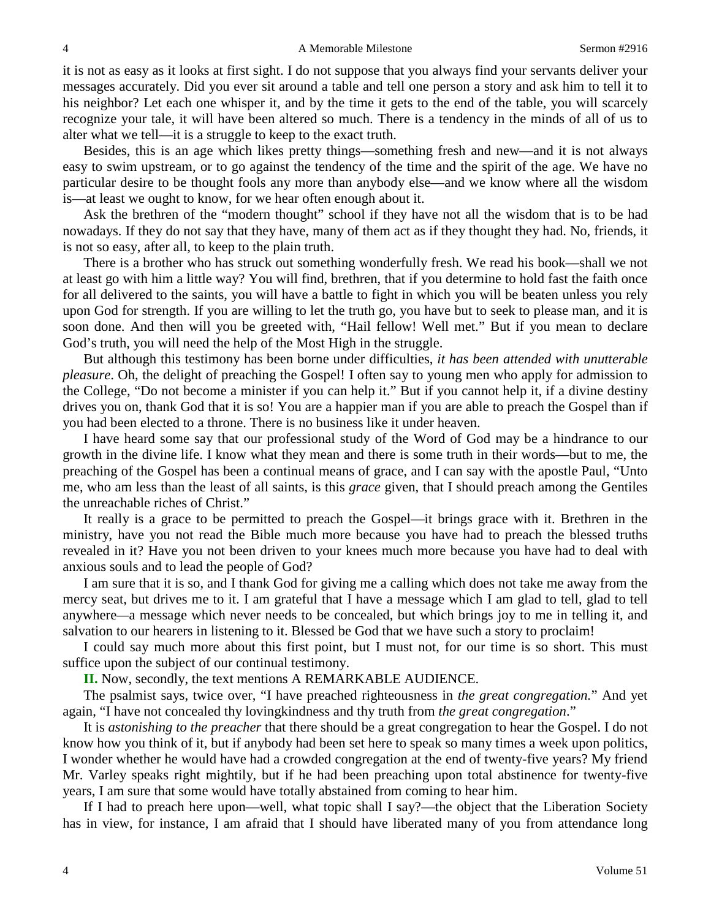it is not as easy as it looks at first sight. I do not suppose that you always find your servants deliver your messages accurately. Did you ever sit around a table and tell one person a story and ask him to tell it to his neighbor? Let each one whisper it, and by the time it gets to the end of the table, you will scarcely recognize your tale, it will have been altered so much. There is a tendency in the minds of all of us to alter what we tell—it is a struggle to keep to the exact truth.

Besides, this is an age which likes pretty things—something fresh and new—and it is not always easy to swim upstream, or to go against the tendency of the time and the spirit of the age. We have no particular desire to be thought fools any more than anybody else—and we know where all the wisdom is—at least we ought to know, for we hear often enough about it.

Ask the brethren of the "modern thought" school if they have not all the wisdom that is to be had nowadays. If they do not say that they have, many of them act as if they thought they had. No, friends, it is not so easy, after all, to keep to the plain truth.

There is a brother who has struck out something wonderfully fresh. We read his book—shall we not at least go with him a little way? You will find, brethren, that if you determine to hold fast the faith once for all delivered to the saints, you will have a battle to fight in which you will be beaten unless you rely upon God for strength. If you are willing to let the truth go, you have but to seek to please man, and it is soon done. And then will you be greeted with, "Hail fellow! Well met." But if you mean to declare God's truth, you will need the help of the Most High in the struggle.

But although this testimony has been borne under difficulties, *it has been attended with unutterable pleasure*. Oh, the delight of preaching the Gospel! I often say to young men who apply for admission to the College, "Do not become a minister if you can help it." But if you cannot help it, if a divine destiny drives you on, thank God that it is so! You are a happier man if you are able to preach the Gospel than if you had been elected to a throne. There is no business like it under heaven.

I have heard some say that our professional study of the Word of God may be a hindrance to our growth in the divine life. I know what they mean and there is some truth in their words—but to me, the preaching of the Gospel has been a continual means of grace, and I can say with the apostle Paul, "Unto me, who am less than the least of all saints, is this *grace* given, that I should preach among the Gentiles the unreachable riches of Christ."

It really is a grace to be permitted to preach the Gospel—it brings grace with it. Brethren in the ministry, have you not read the Bible much more because you have had to preach the blessed truths revealed in it? Have you not been driven to your knees much more because you have had to deal with anxious souls and to lead the people of God?

I am sure that it is so, and I thank God for giving me a calling which does not take me away from the mercy seat, but drives me to it. I am grateful that I have a message which I am glad to tell, glad to tell anywhere—a message which never needs to be concealed, but which brings joy to me in telling it, and salvation to our hearers in listening to it. Blessed be God that we have such a story to proclaim!

I could say much more about this first point, but I must not, for our time is so short. This must suffice upon the subject of our continual testimony.

**II.** Now, secondly, the text mentions A REMARKABLE AUDIENCE.

The psalmist says, twice over, "I have preached righteousness in *the great congregation.*" And yet again, "I have not concealed thy lovingkindness and thy truth from *the great congregation*."

It is *astonishing to the preacher* that there should be a great congregation to hear the Gospel. I do not know how you think of it, but if anybody had been set here to speak so many times a week upon politics, I wonder whether he would have had a crowded congregation at the end of twenty-five years? My friend Mr. Varley speaks right mightily, but if he had been preaching upon total abstinence for twenty-five years, I am sure that some would have totally abstained from coming to hear him.

If I had to preach here upon—well, what topic shall I say?—the object that the Liberation Society has in view, for instance, I am afraid that I should have liberated many of you from attendance long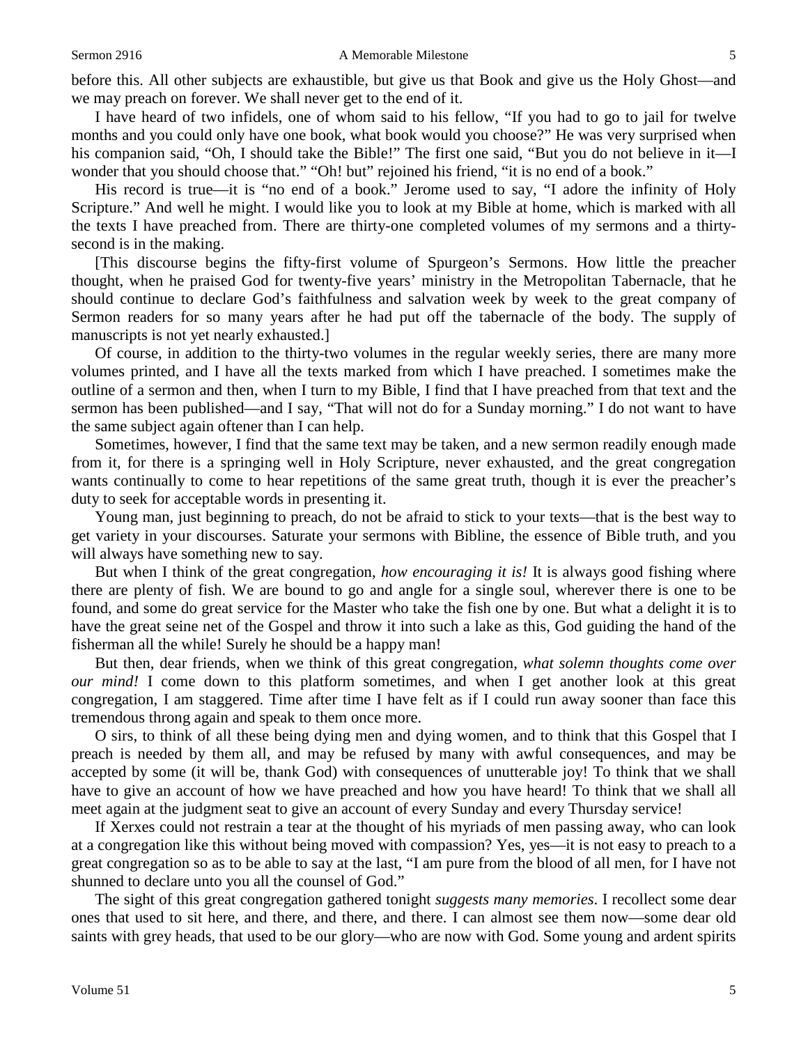before this. All other subjects are exhaustible, but give us that Book and give us the Holy Ghost—and we may preach on forever. We shall never get to the end of it.

I have heard of two infidels, one of whom said to his fellow, "If you had to go to jail for twelve months and you could only have one book, what book would you choose?" He was very surprised when his companion said, "Oh, I should take the Bible!" The first one said, "But you do not believe in it—I wonder that you should choose that." "Oh! but" rejoined his friend, "it is no end of a book."

His record is true—it is "no end of a book." Jerome used to say, "I adore the infinity of Holy Scripture." And well he might. I would like you to look at my Bible at home, which is marked with all the texts I have preached from. There are thirty-one completed volumes of my sermons and a thirty-second is in the making.

[This discourse begins the fifty-first volume of Spurgeon's Sermons. How little the preacher thought, when he praised God for twenty-five years' ministry in the Metropolitan Tabernacle, that he should continue to declare God's faithfulness and salvation week by week to the great company of Sermon readers for so many years after he had put off the tabernacle of the body. The supply of manuscripts is not yet nearly exhausted.]

Of course, in addition to the thirty-two volumes in the regular weekly series, there are many more volumes printed, and I have all the texts marked from which I have preached. I sometimes make the outline of a sermon and then, when I turn to my Bible, I find that I have preached from that text and the sermon has been published—and I say, "That will not do for a Sunday morning." I do not want to have the same subject again oftener than I can help.

Sometimes, however, I find that the same text may be taken, and a new sermon readily enough made from it, for there is a springing well in Holy Scripture, never exhausted, and the great congregation wants continually to come to hear repetitions of the same great truth, though it is ever the preacher's duty to seek for acceptable words in presenting it.

Young man, just beginning to preach, do not be afraid to stick to your texts—that is the best way to get variety in your discourses. Saturate your sermons with Bibline, the essence of Bible truth, and you will always have something new to say.

But when I think of the great congregation, *how encouraging it is!* It is always good fishing where there are plenty of fish. We are bound to go and angle for a single soul, wherever there is one to be found, and some do great service for the Master who take the fish one by one. But what a delight it is to have the great seine net of the Gospel and throw it into such a lake as this, God guiding the hand of the fisherman all the while! Surely he should be a happy man!

But then, dear friends, when we think of this great congregation, *what solemn thoughts come over our mind!* I come down to this platform sometimes, and when I get another look at this great congregation, I am staggered. Time after time I have felt as if I could run away sooner than face this tremendous throng again and speak to them once more.

O sirs, to think of all these being dying men and dying women, and to think that this Gospel that I preach is needed by them all, and may be refused by many with awful consequences, and may be accepted by some (it will be, thank God) with consequences of unutterable joy! To think that we shall have to give an account of how we have preached and how you have heard! To think that we shall all meet again at the judgment seat to give an account of every Sunday and every Thursday service!

If Xerxes could not restrain a tear at the thought of his myriads of men passing away, who can look at a congregation like this without being moved with compassion? Yes, yes—it is not easy to preach to a great congregation so as to be able to say at the last, "I am pure from the blood of all men, for I have not shunned to declare unto you all the counsel of God."

The sight of this great congregation gathered tonight *suggests many memories*. I recollect some dear ones that used to sit here, and there, and there, and there. I can almost see them now—some dear old saints with grey heads, that used to be our glory—who are now with God. Some young and ardent spirits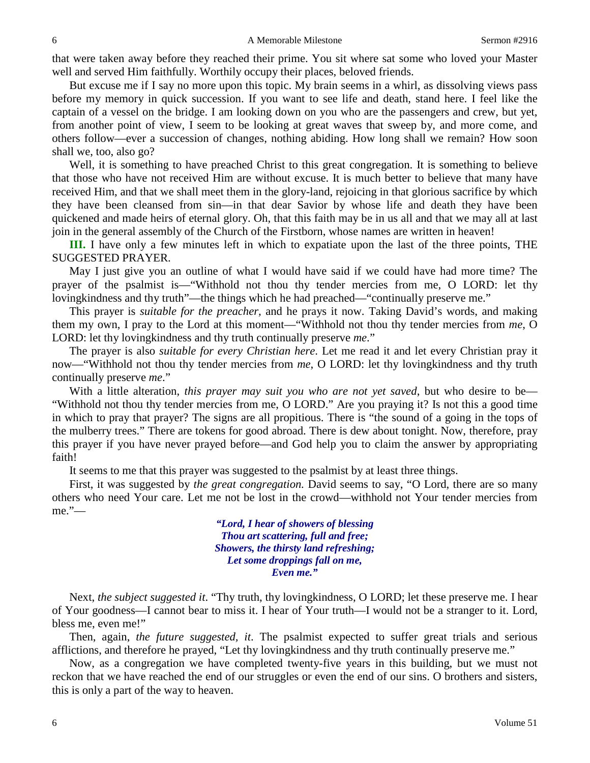that were taken away before they reached their prime. You sit where sat some who loved your Master well and served Him faithfully. Worthily occupy their places, beloved friends.

But excuse me if I say no more upon this topic. My brain seems in a whirl, as dissolving views pass before my memory in quick succession. If you want to see life and death, stand here. I feel like the captain of a vessel on the bridge. I am looking down on you who are the passengers and crew, but yet, from another point of view, I seem to be looking at great waves that sweep by, and more come, and others follow—ever a succession of changes, nothing abiding. How long shall we remain? How soon shall we, too, also go?

Well, it is something to have preached Christ to this great congregation. It is something to believe that those who have not received Him are without excuse. It is much better to believe that many have received Him, and that we shall meet them in the glory-land, rejoicing in that glorious sacrifice by which they have been cleansed from sin—in that dear Savior by whose life and death they have been quickened and made heirs of eternal glory. Oh, that this faith may be in us all and that we may all at last join in the general assembly of the Church of the Firstborn, whose names are written in heaven!

**III.** I have only a few minutes left in which to expatiate upon the last of the three points, THE SUGGESTED PRAYER.

May I just give you an outline of what I would have said if we could have had more time? The prayer of the psalmist is—"Withhold not thou thy tender mercies from me, O LORD: let thy lovingkindness and thy truth"—the things which he had preached—"continually preserve me."

This prayer is *suitable for the preacher,* and he prays it now. Taking David's words, and making them my own, I pray to the Lord at this moment—"Withhold not thou thy tender mercies from *me*, O LORD: let thy lovingkindness and thy truth continually preserve *me*."

The prayer is also *suitable for every Christian here*. Let me read it and let every Christian pray it now—"Withhold not thou thy tender mercies from *me*, O LORD: let thy lovingkindness and thy truth continually preserve *me*."

With a little alteration, *this prayer may suit you who are not yet saved*, but who desire to be—"Withhold not thou thy tender mercies from me, O LORD." Are you praying it? Is not this a good time in which to pray that prayer? The signs are all propitious. There is "the sound of a going in the tops of the mulberry trees." There are tokens for good abroad. There is dew about tonight. Now, therefore, pray this prayer if you have never prayed before—and God help you to claim the answer by appropriating faith!

It seems to me that this prayer was suggested to the psalmist by at least three things.

First, it was suggested by *the great congregation.* David seems to say, "O Lord, there are so many others who need Your care. Let me not be lost in the crowd—withhold not Your tender mercies from me."—

> ***"Lord, I hear of showers of blessing***
> ***Thou art scattering, full and free;***
> ***Showers, the thirsty land refreshing;***
> ***Let some droppings fall on me,***
> ***Even me."***

Next, *the subject suggested it*. "Thy truth, thy lovingkindness, O LORD; let these preserve me. I hear of Your goodness—I cannot bear to miss it. I hear of Your truth—I would not be a stranger to it. Lord, bless me, even me!"

Then, again, *the future suggested, it*. The psalmist expected to suffer great trials and serious afflictions, and therefore he prayed, "Let thy lovingkindness and thy truth continually preserve me."

Now, as a congregation we have completed twenty-five years in this building, but we must not reckon that we have reached the end of our struggles or even the end of our sins. O brothers and sisters, this is only a part of the way to heaven.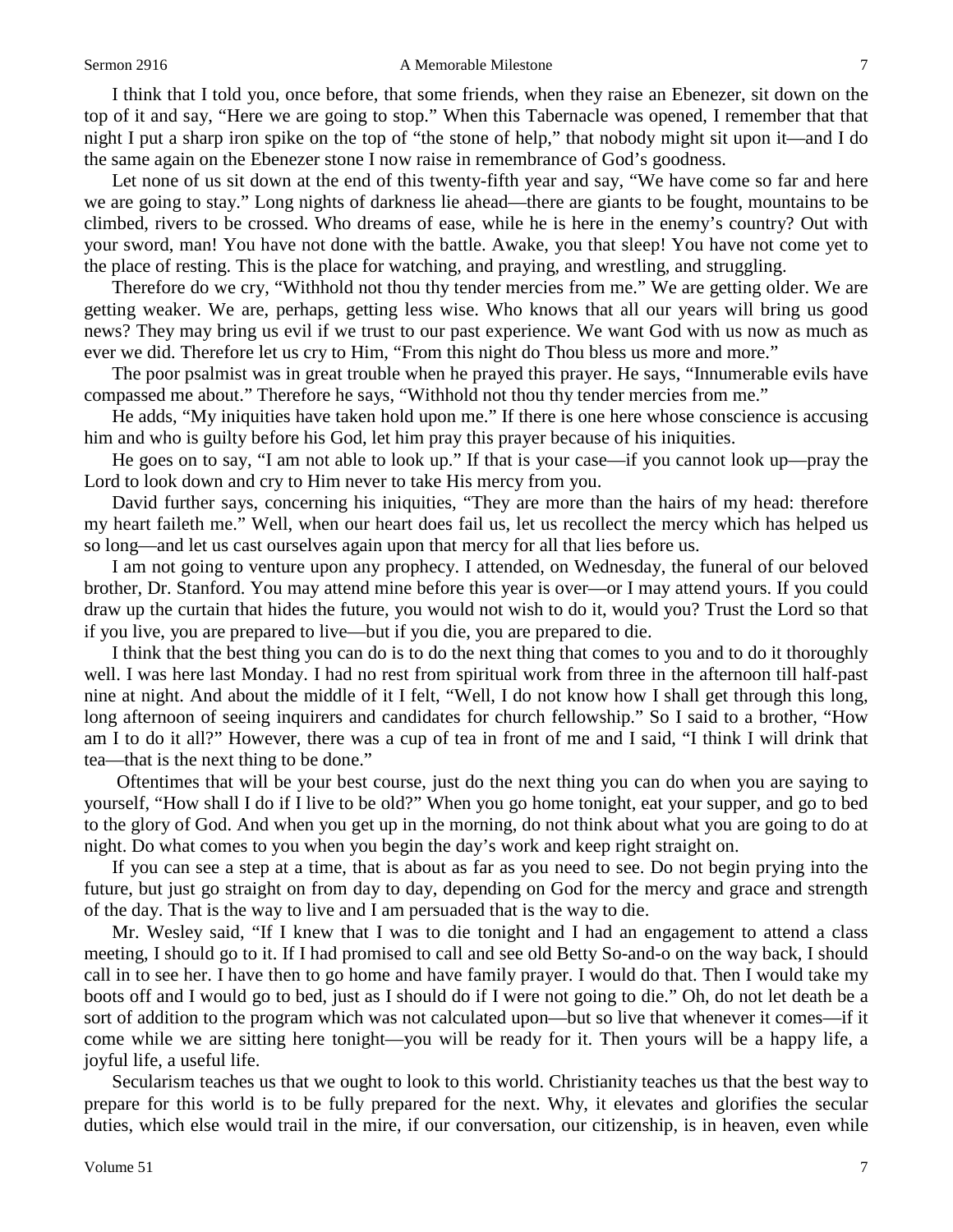I think that I told you, once before, that some friends, when they raise an Ebenezer, sit down on the top of it and say, "Here we are going to stop." When this Tabernacle was opened, I remember that that night I put a sharp iron spike on the top of "the stone of help," that nobody might sit upon it—and I do the same again on the Ebenezer stone I now raise in remembrance of God's goodness.

Let none of us sit down at the end of this twenty-fifth year and say, "We have come so far and here we are going to stay." Long nights of darkness lie ahead—there are giants to be fought, mountains to be climbed, rivers to be crossed. Who dreams of ease, while he is here in the enemy's country? Out with your sword, man! You have not done with the battle. Awake, you that sleep! You have not come yet to the place of resting. This is the place for watching, and praying, and wrestling, and struggling.

Therefore do we cry, "Withhold not thou thy tender mercies from me." We are getting older. We are getting weaker. We are, perhaps, getting less wise. Who knows that all our years will bring us good news? They may bring us evil if we trust to our past experience. We want God with us now as much as ever we did. Therefore let us cry to Him, "From this night do Thou bless us more and more."

The poor psalmist was in great trouble when he prayed this prayer. He says, "Innumerable evils have compassed me about." Therefore he says, "Withhold not thou thy tender mercies from me."

He adds, "My iniquities have taken hold upon me." If there is one here whose conscience is accusing him and who is guilty before his God, let him pray this prayer because of his iniquities.

He goes on to say, "I am not able to look up." If that is your case—if you cannot look up—pray the Lord to look down and cry to Him never to take His mercy from you.

David further says, concerning his iniquities, "They are more than the hairs of my head: therefore my heart faileth me." Well, when our heart does fail us, let us recollect the mercy which has helped us so long—and let us cast ourselves again upon that mercy for all that lies before us.

I am not going to venture upon any prophecy. I attended, on Wednesday, the funeral of our beloved brother, Dr. Stanford. You may attend mine before this year is over—or I may attend yours. If you could draw up the curtain that hides the future, you would not wish to do it, would you? Trust the Lord so that if you live, you are prepared to live—but if you die, you are prepared to die.

I think that the best thing you can do is to do the next thing that comes to you and to do it thoroughly well. I was here last Monday. I had no rest from spiritual work from three in the afternoon till half-past nine at night. And about the middle of it I felt, "Well, I do not know how I shall get through this long, long afternoon of seeing inquirers and candidates for church fellowship." So I said to a brother, "How am I to do it all?" However, there was a cup of tea in front of me and I said, "I think I will drink that tea—that is the next thing to be done."

Oftentimes that will be your best course, just do the next thing you can do when you are saying to yourself, "How shall I do if I live to be old?" When you go home tonight, eat your supper, and go to bed to the glory of God. And when you get up in the morning, do not think about what you are going to do at night. Do what comes to you when you begin the day's work and keep right straight on.

If you can see a step at a time, that is about as far as you need to see. Do not begin prying into the future, but just go straight on from day to day, depending on God for the mercy and grace and strength of the day. That is the way to live and I am persuaded that is the way to die.

Mr. Wesley said, "If I knew that I was to die tonight and I had an engagement to attend a class meeting, I should go to it. If I had promised to call and see old Betty So-and-o on the way back, I should call in to see her. I have then to go home and have family prayer. I would do that. Then I would take my boots off and I would go to bed, just as I should do if I were not going to die." Oh, do not let death be a sort of addition to the program which was not calculated upon—but so live that whenever it comes—if it come while we are sitting here tonight—you will be ready for it. Then yours will be a happy life, a joyful life, a useful life.

Secularism teaches us that we ought to look to this world. Christianity teaches us that the best way to prepare for this world is to be fully prepared for the next. Why, it elevates and glorifies the secular duties, which else would trail in the mire, if our conversation, our citizenship, is in heaven, even while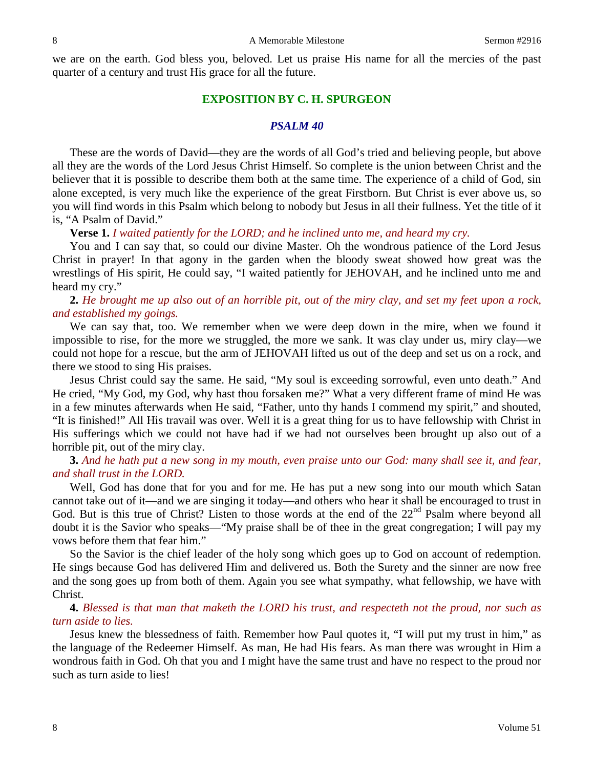we are on the earth. God bless you, beloved. Let us praise His name for all the mercies of the past quarter of a century and trust His grace for all the future.

## EXPOSITION BY C. H. SPURGEON

### *PSALM 40*

These are the words of David—they are the words of all God's tried and believing people, but above all they are the words of the Lord Jesus Christ Himself. So complete is the union between Christ and the believer that it is possible to describe them both at the same time. The experience of a child of God, sin alone excepted, is very much like the experience of the great Firstborn. But Christ is ever above us, so you will find words in this Psalm which belong to nobody but Jesus in all their fullness. Yet the title of it is, "A Psalm of David."

**Verse 1.** *I waited patiently for the LORD; and he inclined unto me, and heard my cry.*

You and I can say that, so could our divine Master. Oh the wondrous patience of the Lord Jesus Christ in prayer! In that agony in the garden when the bloody sweat showed how great was the wrestlings of His spirit, He could say, "I waited patiently for JEHOVAH, and he inclined unto me and heard my cry."

**2.** *He brought me up also out of an horrible pit, out of the miry clay, and set my feet upon a rock, and established my goings.*

We can say that, too. We remember when we were deep down in the mire, when we found it impossible to rise, for the more we struggled, the more we sank. It was clay under us, miry clay—we could not hope for a rescue, but the arm of JEHOVAH lifted us out of the deep and set us on a rock, and there we stood to sing His praises.

Jesus Christ could say the same. He said, "My soul is exceeding sorrowful, even unto death." And He cried, "My God, my God, why hast thou forsaken me?" What a very different frame of mind He was in a few minutes afterwards when He said, "Father, unto thy hands I commend my spirit," and shouted, "It is finished!" All His travail was over. Well it is a great thing for us to have fellowship with Christ in His sufferings which we could not have had if we had not ourselves been brought up also out of a horrible pit, out of the miry clay.

**3.** *And he hath put a new song in my mouth, even praise unto our God: many shall see it, and fear, and shall trust in the LORD.*

Well, God has done that for you and for me. He has put a new song into our mouth which Satan cannot take out of it—and we are singing it today—and others who hear it shall be encouraged to trust in God. But is this true of Christ? Listen to those words at the end of the 22nd Psalm where beyond all doubt it is the Savior who speaks—"My praise shall be of thee in the great congregation; I will pay my vows before them that fear him."

So the Savior is the chief leader of the holy song which goes up to God on account of redemption. He sings because God has delivered Him and delivered us. Both the Surety and the sinner are now free and the song goes up from both of them. Again you see what sympathy, what fellowship, we have with Christ.

**4.** *Blessed is that man that maketh the LORD his trust, and respecteth not the proud, nor such as turn aside to lies.*

Jesus knew the blessedness of faith. Remember how Paul quotes it, "I will put my trust in him," as the language of the Redeemer Himself. As man, He had His fears. As man there was wrought in Him a wondrous faith in God. Oh that you and I might have the same trust and have no respect to the proud nor such as turn aside to lies!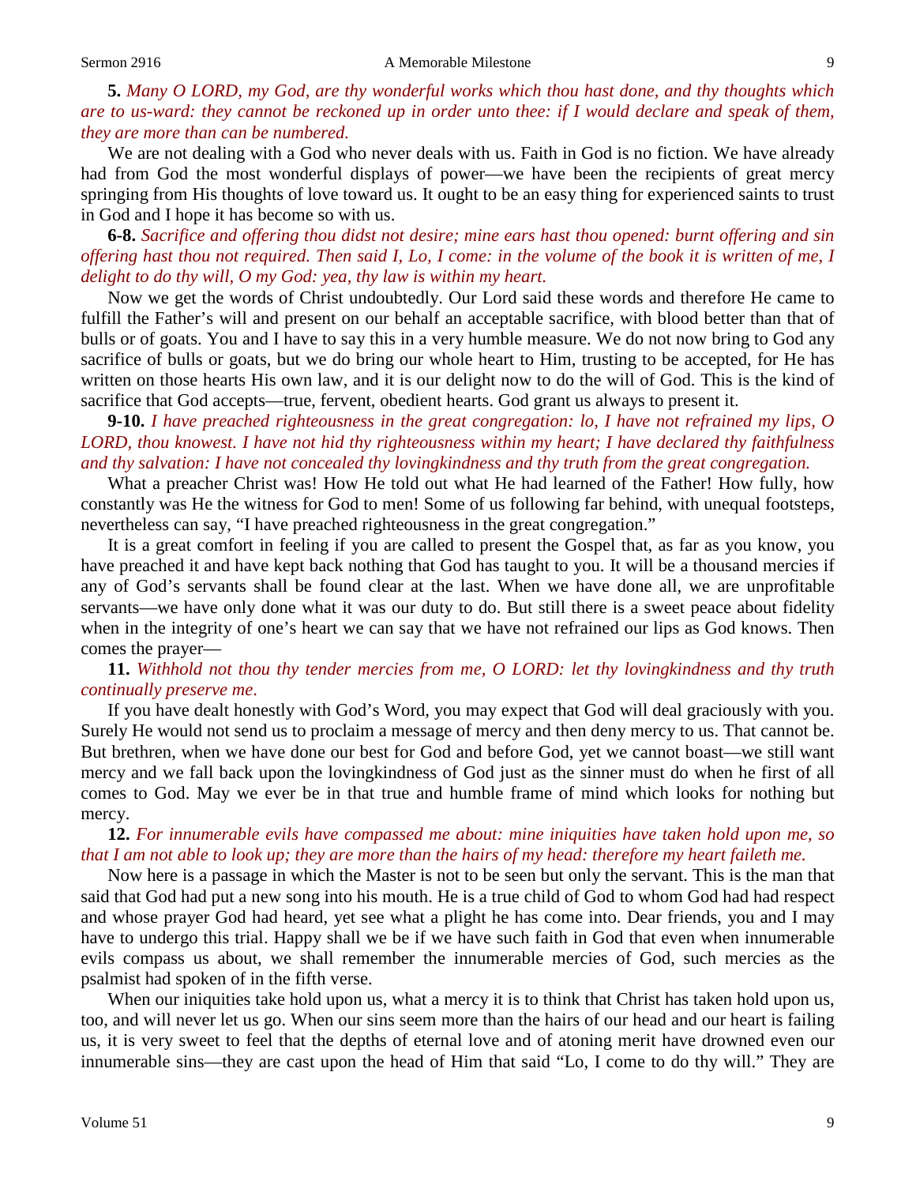**5.** *Many O LORD, my God, are thy wonderful works which thou hast done, and thy thoughts which are to us-ward: they cannot be reckoned up in order unto thee: if I would declare and speak of them, they are more than can be numbered.*

We are not dealing with a God who never deals with us. Faith in God is no fiction. We have already had from God the most wonderful displays of power—we have been the recipients of great mercy springing from His thoughts of love toward us. It ought to be an easy thing for experienced saints to trust in God and I hope it has become so with us.

**6-8.** *Sacrifice and offering thou didst not desire; mine ears hast thou opened: burnt offering and sin offering hast thou not required. Then said I, Lo, I come: in the volume of the book it is written of me, I delight to do thy will, O my God: yea, thy law is within my heart.*

Now we get the words of Christ undoubtedly. Our Lord said these words and therefore He came to fulfill the Father's will and present on our behalf an acceptable sacrifice, with blood better than that of bulls or of goats. You and I have to say this in a very humble measure. We do not now bring to God any sacrifice of bulls or goats, but we do bring our whole heart to Him, trusting to be accepted, for He has written on those hearts His own law, and it is our delight now to do the will of God. This is the kind of sacrifice that God accepts—true, fervent, obedient hearts. God grant us always to present it.

**9-10.** *I have preached righteousness in the great congregation: lo, I have not refrained my lips, O LORD, thou knowest. I have not hid thy righteousness within my heart; I have declared thy faithfulness and thy salvation: I have not concealed thy lovingkindness and thy truth from the great congregation.*

What a preacher Christ was! How He told out what He had learned of the Father! How fully, how constantly was He the witness for God to men! Some of us following far behind, with unequal footsteps, nevertheless can say, "I have preached righteousness in the great congregation."

It is a great comfort in feeling if you are called to present the Gospel that, as far as you know, you have preached it and have kept back nothing that God has taught to you. It will be a thousand mercies if any of God's servants shall be found clear at the last. When we have done all, we are unprofitable servants—we have only done what it was our duty to do. But still there is a sweet peace about fidelity when in the integrity of one's heart we can say that we have not refrained our lips as God knows. Then comes the prayer—

**11.** *Withhold not thou thy tender mercies from me, O LORD: let thy lovingkindness and thy truth continually preserve me.*

If you have dealt honestly with God's Word, you may expect that God will deal graciously with you. Surely He would not send us to proclaim a message of mercy and then deny mercy to us. That cannot be. But brethren, when we have done our best for God and before God, yet we cannot boast—we still want mercy and we fall back upon the lovingkindness of God just as the sinner must do when he first of all comes to God. May we ever be in that true and humble frame of mind which looks for nothing but mercy.

**12.** *For innumerable evils have compassed me about: mine iniquities have taken hold upon me, so that I am not able to look up; they are more than the hairs of my head: therefore my heart faileth me.*

Now here is a passage in which the Master is not to be seen but only the servant. This is the man that said that God had put a new song into his mouth. He is a true child of God to whom God had had respect and whose prayer God had heard, yet see what a plight he has come into. Dear friends, you and I may have to undergo this trial. Happy shall we be if we have such faith in God that even when innumerable evils compass us about, we shall remember the innumerable mercies of God, such mercies as the psalmist had spoken of in the fifth verse.

When our iniquities take hold upon us, what a mercy it is to think that Christ has taken hold upon us, too, and will never let us go. When our sins seem more than the hairs of our head and our heart is failing us, it is very sweet to feel that the depths of eternal love and of atoning merit have drowned even our innumerable sins—they are cast upon the head of Him that said "Lo, I come to do thy will." They are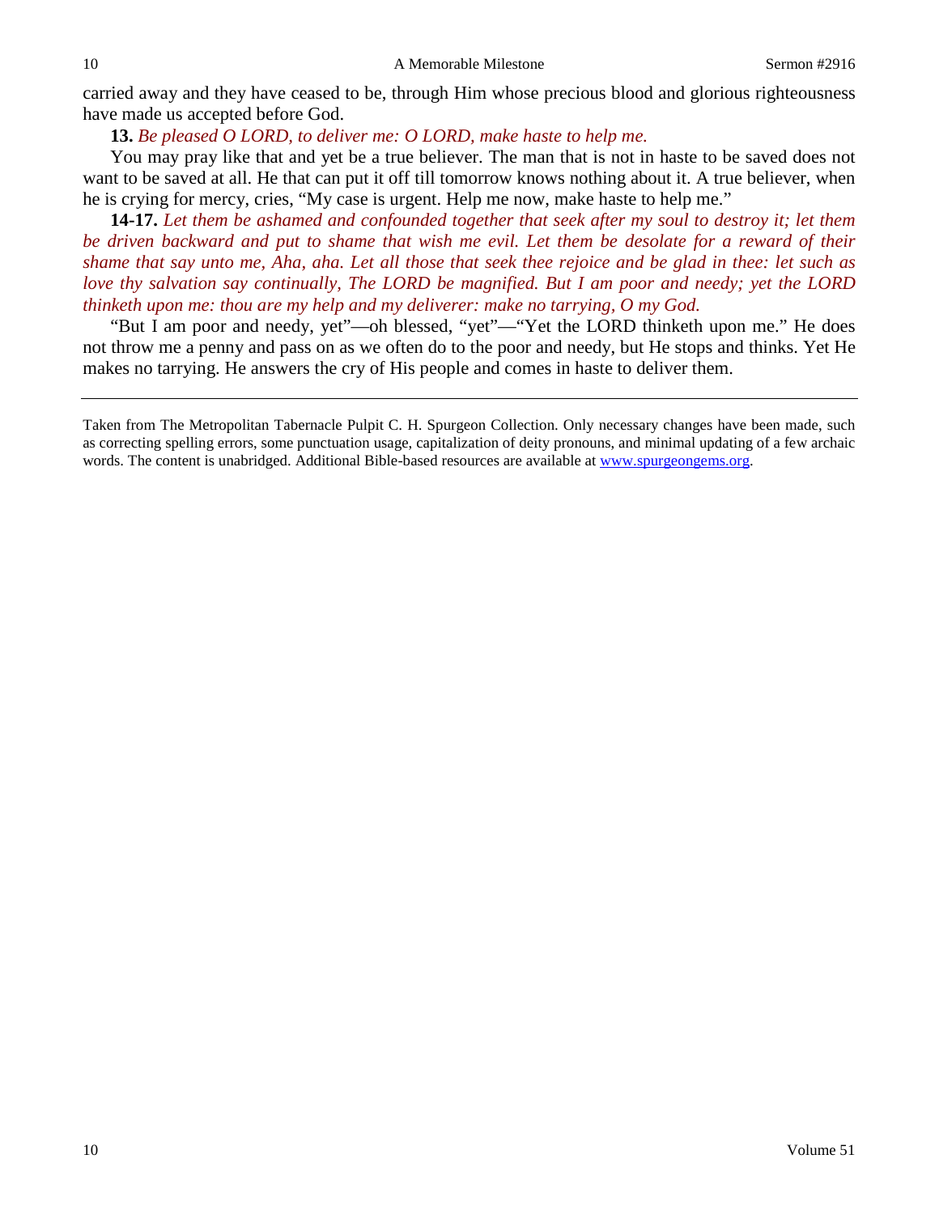carried away and they have ceased to be, through Him whose precious blood and glorious righteousness have made us accepted before God.

**13.** *Be pleased O LORD, to deliver me: O LORD, make haste to help me.*

You may pray like that and yet be a true believer. The man that is not in haste to be saved does not want to be saved at all. He that can put it off till tomorrow knows nothing about it. A true believer, when he is crying for mercy, cries, "My case is urgent. Help me now, make haste to help me."

**14-17.** *Let them be ashamed and confounded together that seek after my soul to destroy it; let them be driven backward and put to shame that wish me evil. Let them be desolate for a reward of their shame that say unto me, Aha, aha. Let all those that seek thee rejoice and be glad in thee: let such as love thy salvation say continually, The LORD be magnified. But I am poor and needy; yet the LORD thinketh upon me: thou are my help and my deliverer: make no tarrying, O my God.*

"But I am poor and needy, yet"—oh blessed, "yet"—"Yet the LORD thinketh upon me." He does not throw me a penny and pass on as we often do to the poor and needy, but He stops and thinks. Yet He makes no tarrying. He answers the cry of His people and comes in haste to deliver them.

---

Taken from The Metropolitan Tabernacle Pulpit C. H. Spurgeon Collection. Only necessary changes have been made, such as correcting spelling errors, some punctuation usage, capitalization of deity pronouns, and minimal updating of a few archaic words. The content is unabridged. Additional Bible-based resources are available at [www.spurgeongems.org](http://www.spurgeongems.org).